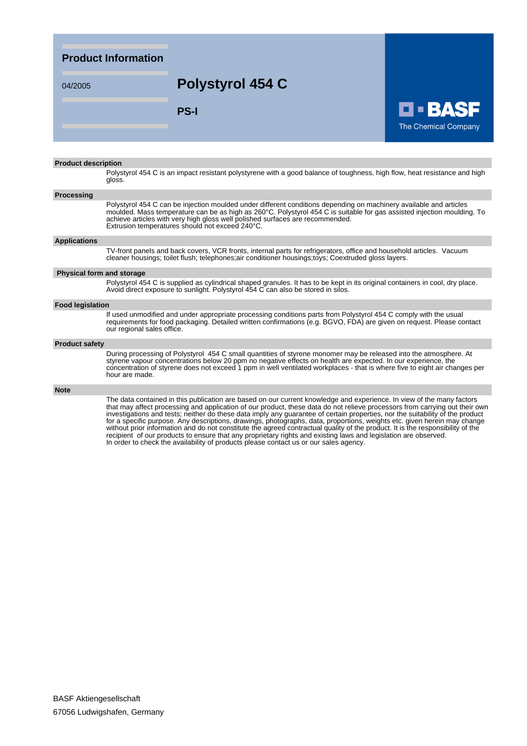## Product Information

04/2005

# Polystyrol 454 C

**PS-I**

BASF
The Chemical Company

### Product description

Polystyrol 454 C is an impact resistant polystyrene with a good balance of toughness, high flow, heat resistance and high gloss.

### Processing

Polystyrol 454 C can be injection moulded under different conditions depending on machinery available and articles moulded. Mass temperature can be as high as 260°C. Polystyrol 454 C is suitable for gas assisted injection moulding. To achieve articles with very high gloss well polished surfaces are recommended.
Extrusion temperatures should not exceed 240°C.

### Applications

TV-front panels and back covers, VCR fronts, internal parts for refrigerators, office and household articles. Vacuum cleaner housings; toilet flush; telephones;air conditioner housings;toys; Coextruded gloss layers.

### Physical form and storage

Polystyrol 454 C is supplied as cylindrical shaped granules. It has to be kept in its original containers in cool, dry place. Avoid direct exposure to sunlight. Polystyrol 454 C can also be stored in silos.

### Food legislation

If used unmodified and under appropriate processing conditions parts from Polystyrol 454 C comply with the usual requirements for food packaging. Detailed written confirmations (e.g. BGVO, FDA) are given on request. Please contact our regional sales office.

### Product safety

During processing of Polystyrol 454 C small quantities of styrene monomer may be released into the atmosphere. At styrene vapour concentrations below 20 ppm no negative effects on health are expected. In our experience, the concentration of styrene does not exceed 1 ppm in well ventilated workplaces - that is where five to eight air changes per hour are made.

### Note

The data contained in this publication are based on our current knowledge and experience. In view of the many factors that may affect processing and application of our product, these data do not relieve processors from carrying out their own investigations and tests; neither do these data imply any guarantee of certain properties, nor the suitability of the product for a specific purpose. Any descriptions, drawings, photographs, data, proportions, weights etc. given herein may change without prior information and do not constitute the agreed contractual quality of the product. It is the responsibility of the recipient of our products to ensure that any proprietary rights and existing laws and legislation are observed.
In order to check the availability of products please contact us or our sales agency.

BASF Aktiengesellschaft
67056 Ludwigshafen, Germany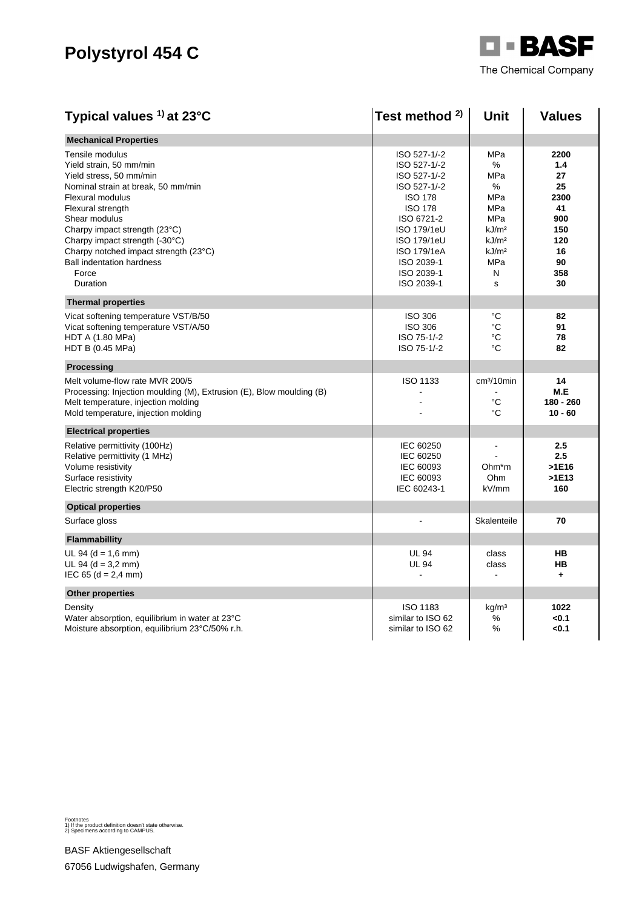# Polystyrol 454 C

BASF
The Chemical Company

| Typical values [1] at 23°C | Test method [2] | Unit | Values |
|---|---|---|---|
| **Mechanical Properties** | | | |
| Tensile modulus | ISO 527-1/-2 | MPa | **2200** |
| Yield strain, 50 mm/min | ISO 527-1/-2 | % | **1.4** |
| Yield stress, 50 mm/min | ISO 527-1/-2 | MPa | **27** |
| Nominal strain at break, 50 mm/min | ISO 527-1/-2 | % | **25** |
| Flexural modulus | ISO 178 | MPa | **2300** |
| Flexural strength | ISO 178 | MPa | **41** |
| Shear modulus | ISO 6721-2 | MPa | **900** |
| Charpy impact strength (23°C) | ISO 179/1eU | kJ/m² | **150** |
| Charpy impact strength (-30°C) | ISO 179/1eU | kJ/m² | **120** |
| Charpy notched impact strength (23°C) | ISO 179/1eA | kJ/m² | **16** |
| Ball indentation hardness | ISO 2039-1 | MPa | **90** |
| Force | ISO 2039-1 | N | **358** |
| Duration | ISO 2039-1 | s | **30** |
| **Thermal properties** | | | |
| Vicat softening temperature VST/B/50 | ISO 306 | °C | **82** |
| Vicat softening temperature VST/A/50 | ISO 306 | °C | **91** |
| HDT A (1.80 MPa) | ISO 75-1/-2 | °C | **78** |
| HDT B (0.45 MPa) | ISO 75-1/-2 | °C | **82** |
| **Processing** | | | |
| Melt volume-flow rate MVR 200/5 | ISO 1133 | cm³/10min | **14** |
| Processing: Injection moulding (M), Extrusion (E), Blow moulding (B) | - | - | **M.E** |
| Melt temperature, injection molding | - | °C | **180 - 260** |
| Mold temperature, injection molding | - | °C | **10 - 60** |
| **Electrical properties** | | | |
| Relative permittivity (100Hz) | IEC 60250 | - | **2.5** |
| Relative permittivity (1 MHz) | IEC 60250 | - | **2.5** |
| Volume resistivity | IEC 60093 | Ohm*m | **>1E16** |
| Surface resistivity | IEC 60093 | Ohm | **>1E13** |
| Electric strength K20/P50 | IEC 60243-1 | kV/mm | **160** |
| **Optical properties** | | | |
| Surface gloss | - | Skalenteile | **70** |
| **Flammabillity** | | | |
| UL 94 (d = 1,6 mm) | UL 94 | class | **HB** |
| UL 94 (d = 3,2 mm) | UL 94 | class | **HB** |
| IEC 65 (d = 2,4 mm) | - | - | **+** |
| **Other properties** | | | |
| Density | ISO 1183 | kg/m³ | **1022** |
| Water absorption, equilibrium in water at 23°C | similar to ISO 62 | % | **<0.1** |
| Moisture absorption, equilibrium 23°C/50% r.h. | similar to ISO 62 | % | **<0.1** |

Footnotes
1) If the product definition doesn't state otherwise.
2) Specimens according to CAMPUS.

BASF Aktiengesellschaft

67056 Ludwigshafen, Germany